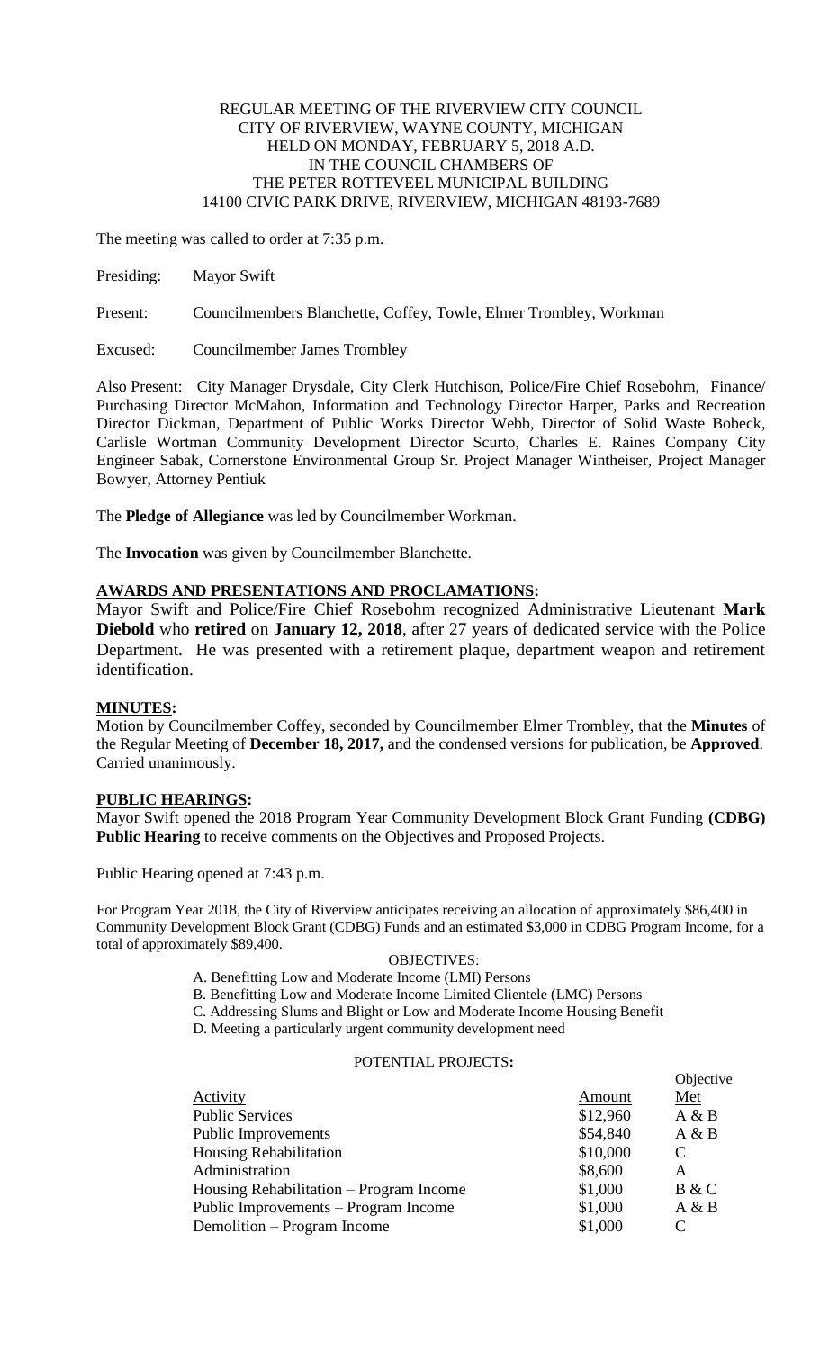REGULAR MEETING OF THE RIVERVIEW CITY COUNCIL
CITY OF RIVERVIEW, WAYNE COUNTY, MICHIGAN
HELD ON MONDAY, FEBRUARY 5, 2018 A.D.
IN THE COUNCIL CHAMBERS OF
THE PETER ROTTEVEEL MUNICIPAL BUILDING
14100 CIVIC PARK DRIVE, RIVERVIEW, MICHIGAN 48193-7689

The meeting was called to order at 7:35 p.m.

Presiding: Mayor Swift

Present: Councilmembers Blanchette, Coffey, Towle, Elmer Trombley, Workman

Excused: Councilmember James Trombley

Also Present: City Manager Drysdale, City Clerk Hutchison, Police/Fire Chief Rosebohm, Finance/ Purchasing Director McMahon, Information and Technology Director Harper, Parks and Recreation Director Dickman, Department of Public Works Director Webb, Director of Solid Waste Bobeck, Carlisle Wortman Community Development Director Scurto, Charles E. Raines Company City Engineer Sabak, Cornerstone Environmental Group Sr. Project Manager Wintheiser, Project Manager Bowyer, Attorney Pentiuk

The **Pledge of Allegiance** was led by Councilmember Workman.

The **Invocation** was given by Councilmember Blanchette.

**AWARDS AND PRESENTATIONS AND PROCLAMATIONS:**

Mayor Swift and Police/Fire Chief Rosebohm recognized Administrative Lieutenant **Mark Diebold** who **retired** on **January 12, 2018**, after 27 years of dedicated service with the Police Department. He was presented with a retirement plaque, department weapon and retirement identification.

**MINUTES:**

Motion by Councilmember Coffey, seconded by Councilmember Elmer Trombley, that the **Minutes** of the Regular Meeting of **December 18, 2017,** and the condensed versions for publication, be **Approved**. Carried unanimously.

**PUBLIC HEARINGS:**

Mayor Swift opened the 2018 Program Year Community Development Block Grant Funding **(CDBG) Public Hearing** to receive comments on the Objectives and Proposed Projects.

Public Hearing opened at 7:43 p.m.

For Program Year 2018, the City of Riverview anticipates receiving an allocation of approximately $86,400 in Community Development Block Grant (CDBG) Funds and an estimated $3,000 in CDBG Program Income, for a total of approximately $89,400.

OBJECTIVES:

A. Benefitting Low and Moderate Income (LMI) Persons
B. Benefitting Low and Moderate Income Limited Clientele (LMC) Persons
C. Addressing Slums and Blight or Low and Moderate Income Housing Benefit
D. Meeting a particularly urgent community development need

POTENTIAL PROJECTS:

| Activity | Amount | Objective Met |
|---|---|---|
| Public Services | $12,960 | A & B |
| Public Improvements | $54,840 | A & B |
| Housing Rehabilitation | $10,000 | C |
| Administration | $8,600 | A |
| Housing Rehabilitation – Program Income | $1,000 | B & C |
| Public Improvements – Program Income | $1,000 | A & B |
| Demolition – Program Income | $1,000 | C |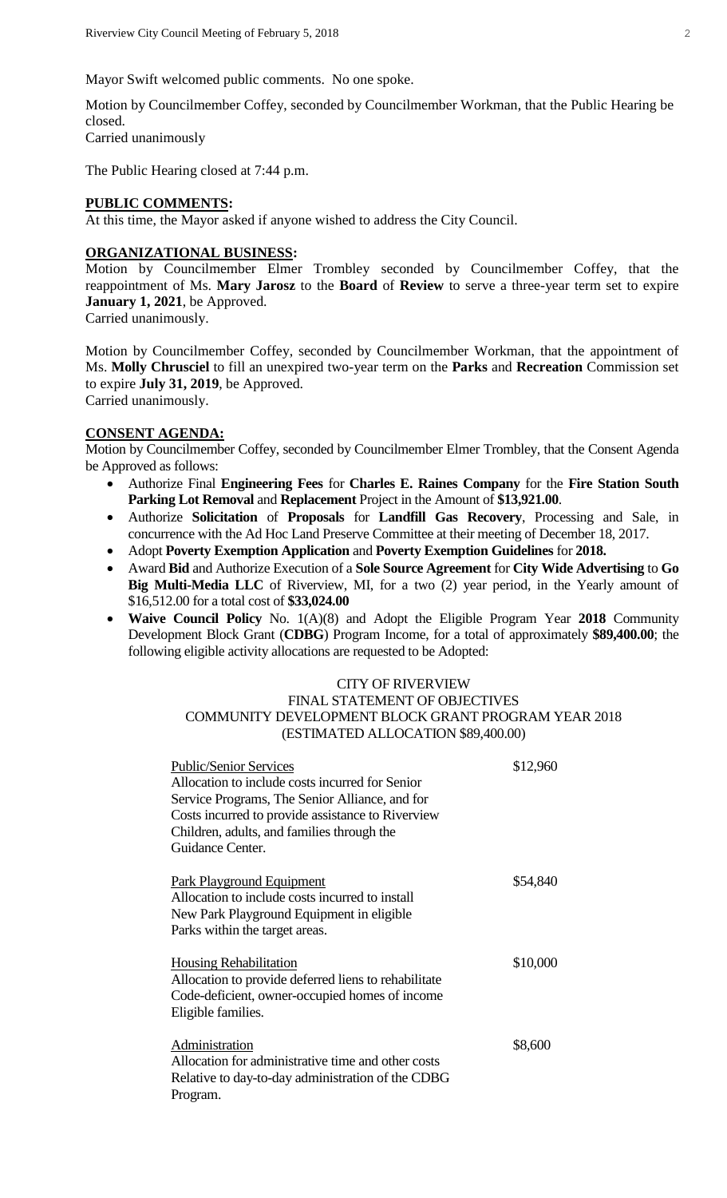Mayor Swift welcomed public comments. No one spoke.

Motion by Councilmember Coffey, seconded by Councilmember Workman, that the Public Hearing be closed.
Carried unanimously

The Public Hearing closed at 7:44 p.m.

**PUBLIC COMMENTS:**
At this time, the Mayor asked if anyone wished to address the City Council.

**ORGANIZATIONAL BUSINESS:**
Motion by Councilmember Elmer Trombley seconded by Councilmember Coffey, that the reappointment of Ms. **Mary Jarosz** to the **Board** of **Review** to serve a three-year term set to expire **January 1, 2021**, be Approved.
Carried unanimously.

Motion by Councilmember Coffey, seconded by Councilmember Workman, that the appointment of Ms. **Molly Chrusciel** to fill an unexpired two-year term on the **Parks** and **Recreation** Commission set to expire **July 31, 2019**, be Approved.
Carried unanimously.

**CONSENT AGENDA:**
Motion by Councilmember Coffey, seconded by Councilmember Elmer Trombley, that the Consent Agenda be Approved as follows:

- Authorize Final **Engineering Fees** for **Charles E. Raines Company** for the **Fire Station South Parking Lot Removal** and **Replacement** Project in the Amount of **$13,921.00**.
- Authorize **Solicitation** of **Proposals** for **Landfill Gas Recovery**, Processing and Sale, in concurrence with the Ad Hoc Land Preserve Committee at their meeting of December 18, 2017.
- Adopt **Poverty Exemption Application** and **Poverty Exemption Guidelines** for **2018.**
- Award **Bid** and Authorize Execution of a **Sole Source Agreement** for **City Wide Advertising** to **Go Big Multi-Media LLC** of Riverview, MI, for a two (2) year period, in the Yearly amount of $16,512.00 for a total cost of **$33,024.00**
- **Waive Council Policy** No. 1(A)(8) and Adopt the Eligible Program Year **2018** Community Development Block Grant (**CDBG**) Program Income, for a total of approximately **$89,400.00**; the following eligible activity allocations are requested to be Adopted:

CITY OF RIVERVIEW
FINAL STATEMENT OF OBJECTIVES
COMMUNITY DEVELOPMENT BLOCK GRANT PROGRAM YEAR 2018
(ESTIMATED ALLOCATION $89,400.00)

| | |
|---|---|
| Public/Senior Services<br>Allocation to include costs incurred for Senior Service Programs, The Senior Alliance, and for Costs incurred to provide assistance to Riverview Children, adults, and families through the Guidance Center. | $12,960 |
| Park Playground Equipment<br>Allocation to include costs incurred to install New Park Playground Equipment in eligible Parks within the target areas. | $54,840 |
| Housing Rehabilitation<br>Allocation to provide deferred liens to rehabilitate Code-deficient, owner-occupied homes of income Eligible families. | $10,000 |
| Administration<br>Allocation for administrative time and other costs Relative to day-to-day administration of the CDBG Program. | $8,600 |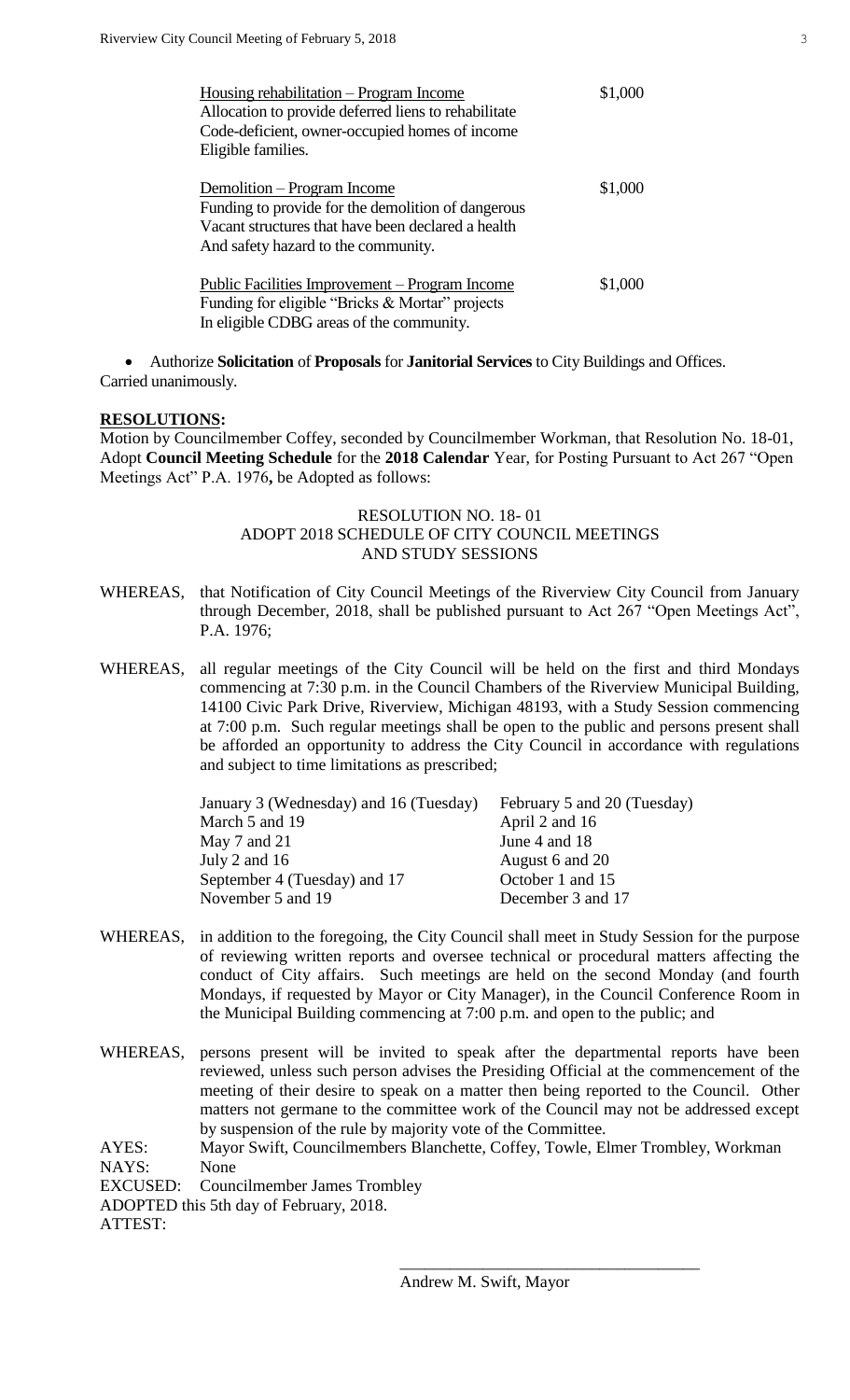| | |
|---|---|
| Housing rehabilitation – Program Income<br>Allocation to provide deferred liens to rehabilitate Code-deficient, owner-occupied homes of income Eligible families. | \$1,000 |
| Demolition – Program Income<br>Funding to provide for the demolition of dangerous Vacant structures that have been declared a health And safety hazard to the community. | \$1,000 |
| Public Facilities Improvement – Program Income<br>Funding for eligible "Bricks & Mortar" projects In eligible CDBG areas of the community. | \$1,000 |

- Authorize **Solicitation** of **Proposals** for **Janitorial Services** to City Buildings and Offices.

Carried unanimously.

## RESOLUTIONS:

Motion by Councilmember Coffey, seconded by Councilmember Workman, that Resolution No. 18-01, Adopt **Council Meeting Schedule** for the **2018 Calendar** Year, for Posting Pursuant to Act 267 "Open Meetings Act" P.A. 1976**,** be Adopted as follows:

RESOLUTION NO. 18- 01
ADOPT 2018 SCHEDULE OF CITY COUNCIL MEETINGS
AND STUDY SESSIONS

WHEREAS, that Notification of City Council Meetings of the Riverview City Council from January through December, 2018, shall be published pursuant to Act 267 "Open Meetings Act", P.A. 1976;

WHEREAS, all regular meetings of the City Council will be held on the first and third Mondays commencing at 7:30 p.m. in the Council Chambers of the Riverview Municipal Building, 14100 Civic Park Drive, Riverview, Michigan 48193, with a Study Session commencing at 7:00 p.m. Such regular meetings shall be open to the public and persons present shall be afforded an opportunity to address the City Council in accordance with regulations and subject to time limitations as prescribed;

| | |
|---|---|
| January 3 (Wednesday) and 16 (Tuesday) | February 5 and 20 (Tuesday) |
| March 5 and 19 | April 2 and 16 |
| May 7 and 21 | June 4 and 18 |
| July 2 and 16 | August 6 and 20 |
| September 4 (Tuesday) and 17 | October 1 and 15 |
| November 5 and 19 | December 3 and 17 |

WHEREAS, in addition to the foregoing, the City Council shall meet in Study Session for the purpose of reviewing written reports and oversee technical or procedural matters affecting the conduct of City affairs. Such meetings are held on the second Monday (and fourth Mondays, if requested by Mayor or City Manager), in the Council Conference Room in the Municipal Building commencing at 7:00 p.m. and open to the public; and

WHEREAS, persons present will be invited to speak after the departmental reports have been reviewed, unless such person advises the Presiding Official at the commencement of the meeting of their desire to speak on a matter then being reported to the Council. Other matters not germane to the committee work of the Council may not be addressed except by suspension of the rule by majority vote of the Committee.

AYES: Mayor Swift, Councilmembers Blanchette, Coffey, Towle, Elmer Trombley, Workman
NAYS: None
EXCUSED: Councilmember James Trombley
ADOPTED this 5th day of February, 2018.
ATTEST:

\_\_\_\_\_\_\_\_\_\_\_\_\_\_\_\_\_\_\_\_\_\_\_\_\_\_\_\_\_\_\_\_\_\_\_\_
Andrew M. Swift, Mayor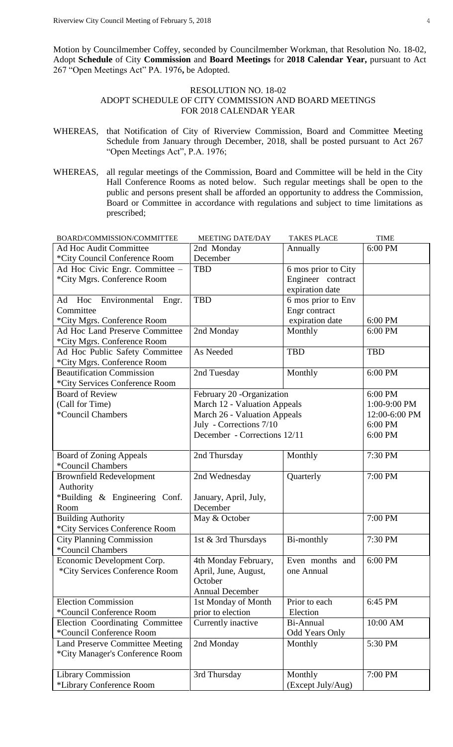Motion by Councilmember Coffey, seconded by Councilmember Workman, that Resolution No. 18-02, Adopt **Schedule** of City **Commission** and **Board Meetings** for **2018 Calendar Year,** pursuant to Act 267 "Open Meetings Act" PA. 1976**,** be Adopted.

RESOLUTION NO. 18-02
ADOPT SCHEDULE OF CITY COMMISSION AND BOARD MEETINGS
FOR 2018 CALENDAR YEAR

WHEREAS, that Notification of City of Riverview Commission, Board and Committee Meeting Schedule from January through December, 2018, shall be posted pursuant to Act 267 "Open Meetings Act", P.A. 1976;

WHEREAS, all regular meetings of the Commission, Board and Committee will be held in the City Hall Conference Rooms as noted below. Such regular meetings shall be open to the public and persons present shall be afforded an opportunity to address the Commission, Board or Committee in accordance with regulations and subject to time limitations as prescribed;

| BOARD/COMMISSION/COMMITTEE | MEETING DATE/DAY | TAKES PLACE | TIME |
|---|---|---|---|
| Ad Hoc Audit Committee *City Council Conference Room | 2nd Monday December | Annually | 6:00 PM |
| Ad Hoc Civic Engr. Committee – *City Mgrs. Conference Room | TBD | 6 mos prior to City Engineer contract expiration date | |
| Ad Hoc Environmental Engr. Committee *City Mgrs. Conference Room | TBD | 6 mos prior to Env Engr contract expiration date | 6:00 PM |
| Ad Hoc Land Preserve Committee *City Mgrs. Conference Room | 2nd Monday | Monthly | 6:00 PM |
| Ad Hoc Public Safety Committee *City Mgrs. Conference Room | As Needed | TBD | TBD |
| Beautification Commission *City Services Conference Room | 2nd Tuesday | Monthly | 6:00 PM |
| Board of Review (Call for Time) *Council Chambers | February 20 -Organization<br>March 12 - Valuation Appeals<br>March 26 - Valuation Appeals<br>July - Corrections 7/10<br>December - Corrections 12/11 | | 6:00 PM<br>1:00-9:00 PM<br>12:00-6:00 PM<br>6:00 PM<br>6:00 PM |
| Board of Zoning Appeals *Council Chambers | 2nd Thursday | Monthly | 7:30 PM |
| Brownfield Redevelopment Authority *Building & Engineering Conf. Room | 2nd Wednesday<br>January, April, July, December | Quarterly | 7:00 PM |
| Building Authority *City Services Conference Room | May & October | | 7:00 PM |
| City Planning Commission *Council Chambers | 1st & 3rd Thursdays | Bi-monthly | 7:30 PM |
| Economic Development Corp. *City Services Conference Room | 4th Monday February, April, June, August, October<br>Annual December | Even months and one Annual | 6:00 PM |
| Election Commission *Council Conference Room | 1st Monday of Month prior to election | Prior to each Election | 6:45 PM |
| Election Coordinating Committee *Council Conference Room | Currently inactive | Bi-Annual Odd Years Only | 10:00 AM |
| Land Preserve Committee Meeting *City Manager's Conference Room | 2nd Monday | Monthly | 5:30 PM |
| Library Commission *Library Conference Room | 3rd Thursday | Monthly (Except July/Aug) | 7:00 PM |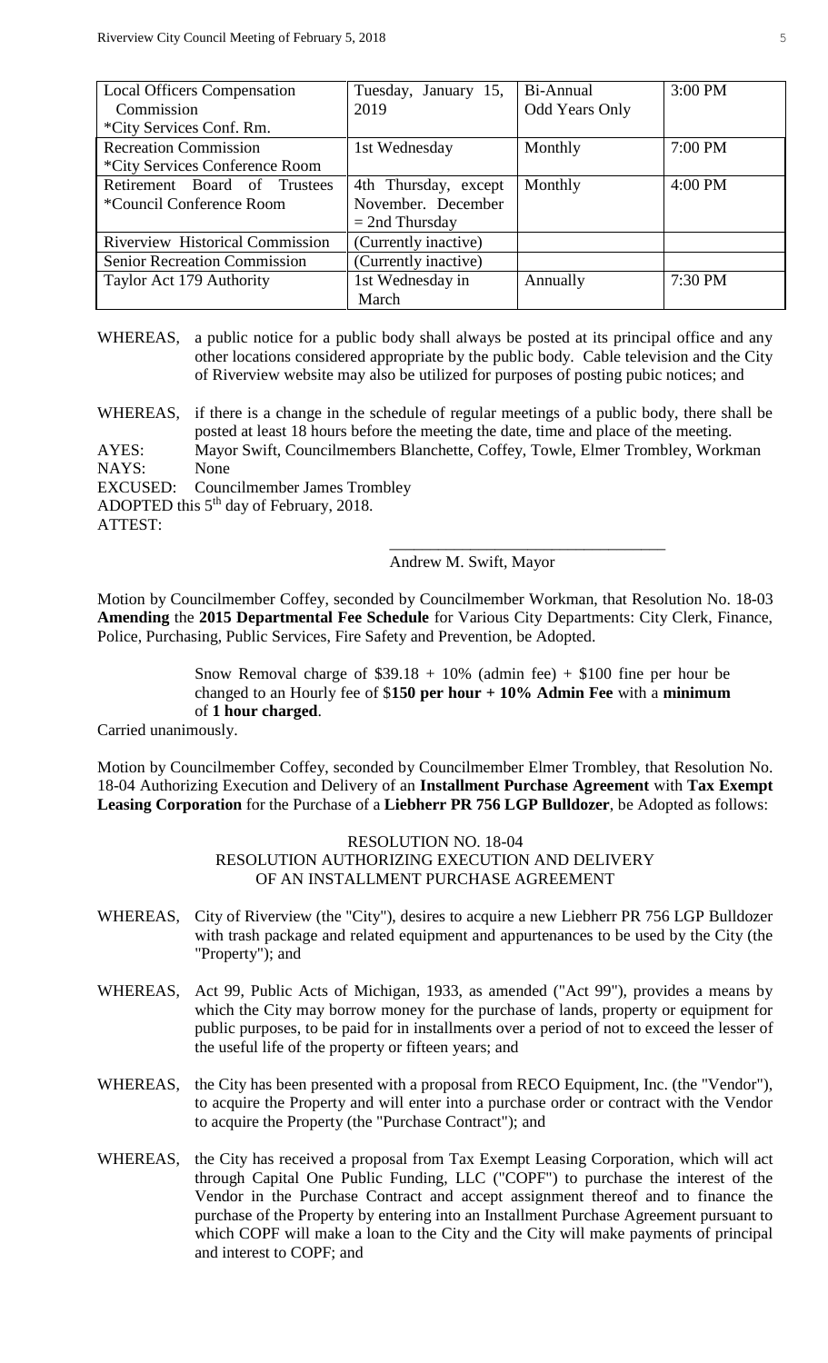| Local Officers Compensation Commission *City Services Conf. Rm. | Tuesday, January 15, 2019 | Bi-Annual Odd Years Only | 3:00 PM |
|---|---|---|---|
| Recreation Commission *City Services Conference Room | 1st Wednesday | Monthly | 7:00 PM |
| Retirement Board of Trustees *Council Conference Room | 4th Thursday, except November. December = 2nd Thursday | Monthly | 4:00 PM |
| Riverview Historical Commission | (Currently inactive) | | |
| Senior Recreation Commission | (Currently inactive) | | |
| Taylor Act 179 Authority | 1st Wednesday in March | Annually | 7:30 PM |

WHEREAS, a public notice for a public body shall always be posted at its principal office and any other locations considered appropriate by the public body. Cable television and the City of Riverview website may also be utilized for purposes of posting pubic notices; and

WHEREAS, if there is a change in the schedule of regular meetings of a public body, there shall be posted at least 18 hours before the meeting the date, time and place of the meeting.

AYES: Mayor Swift, Councilmembers Blanchette, Coffey, Towle, Elmer Trombley, Workman
NAYS: None
EXCUSED: Councilmember James Trombley
ADOPTED this 5th day of February, 2018.
ATTEST:

\_\_\_\_\_\_\_\_\_\_\_\_\_\_\_\_\_\_\_\_\_\_\_\_\_\_\_\_\_\_\_\_\_\_
Andrew M. Swift, Mayor

Motion by Councilmember Coffey, seconded by Councilmember Workman, that Resolution No. 18-03 **Amending** the **2015 Departmental Fee Schedule** for Various City Departments: City Clerk, Finance, Police, Purchasing, Public Services, Fire Safety and Prevention, be Adopted.

> Snow Removal charge of $39.18 + 10% (admin fee) + $100 fine per hour be changed to an Hourly fee of $**150 per hour + 10% Admin Fee** with a **minimum** of **1 hour charged**.

Carried unanimously.

Motion by Councilmember Coffey, seconded by Councilmember Elmer Trombley, that Resolution No. 18-04 Authorizing Execution and Delivery of an **Installment Purchase Agreement** with **Tax Exempt Leasing Corporation** for the Purchase of a **Liebherr PR 756 LGP Bulldozer**, be Adopted as follows:

RESOLUTION NO. 18-04
RESOLUTION AUTHORIZING EXECUTION AND DELIVERY
OF AN INSTALLMENT PURCHASE AGREEMENT

WHEREAS, City of Riverview (the "City"), desires to acquire a new Liebherr PR 756 LGP Bulldozer with trash package and related equipment and appurtenances to be used by the City (the "Property"); and

WHEREAS, Act 99, Public Acts of Michigan, 1933, as amended ("Act 99"), provides a means by which the City may borrow money for the purchase of lands, property or equipment for public purposes, to be paid for in installments over a period of not to exceed the lesser of the useful life of the property or fifteen years; and

WHEREAS, the City has been presented with a proposal from RECO Equipment, Inc. (the "Vendor"), to acquire the Property and will enter into a purchase order or contract with the Vendor to acquire the Property (the "Purchase Contract"); and

WHEREAS, the City has received a proposal from Tax Exempt Leasing Corporation, which will act through Capital One Public Funding, LLC ("COPF") to purchase the interest of the Vendor in the Purchase Contract and accept assignment thereof and to finance the purchase of the Property by entering into an Installment Purchase Agreement pursuant to which COPF will make a loan to the City and the City will make payments of principal and interest to COPF; and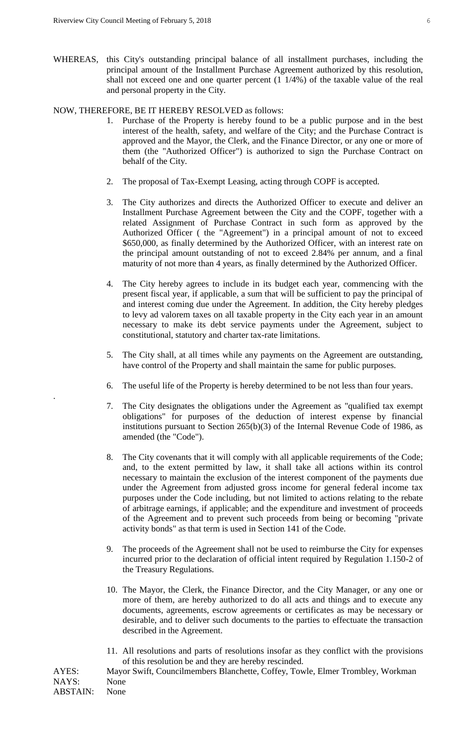WHEREAS, this City's outstanding principal balance of all installment purchases, including the principal amount of the Installment Purchase Agreement authorized by this resolution, shall not exceed one and one quarter percent (1 1/4%) of the taxable value of the real and personal property in the City.

NOW, THEREFORE, BE IT HEREBY RESOLVED as follows:

1. Purchase of the Property is hereby found to be a public purpose and in the best interest of the health, safety, and welfare of the City; and the Purchase Contract is approved and the Mayor, the Clerk, and the Finance Director, or any one or more of them (the "Authorized Officer") is authorized to sign the Purchase Contract on behalf of the City.

2. The proposal of Tax-Exempt Leasing, acting through COPF is accepted.

3. The City authorizes and directs the Authorized Officer to execute and deliver an Installment Purchase Agreement between the City and the COPF, together with a related Assignment of Purchase Contract in such form as approved by the Authorized Officer ( the "Agreement") in a principal amount of not to exceed $650,000, as finally determined by the Authorized Officer, with an interest rate on the principal amount outstanding of not to exceed 2.84% per annum, and a final maturity of not more than 4 years, as finally determined by the Authorized Officer.

4. The City hereby agrees to include in its budget each year, commencing with the present fiscal year, if applicable, a sum that will be sufficient to pay the principal of and interest coming due under the Agreement. In addition, the City hereby pledges to levy ad valorem taxes on all taxable property in the City each year in an amount necessary to make its debt service payments under the Agreement, subject to constitutional, statutory and charter tax-rate limitations.

5. The City shall, at all times while any payments on the Agreement are outstanding, have control of the Property and shall maintain the same for public purposes.

6. The useful life of the Property is hereby determined to be not less than four years.

7. The City designates the obligations under the Agreement as "qualified tax exempt obligations" for purposes of the deduction of interest expense by financial institutions pursuant to Section 265(b)(3) of the Internal Revenue Code of 1986, as amended (the "Code").

8. The City covenants that it will comply with all applicable requirements of the Code; and, to the extent permitted by law, it shall take all actions within its control necessary to maintain the exclusion of the interest component of the payments due under the Agreement from adjusted gross income for general federal income tax purposes under the Code including, but not limited to actions relating to the rebate of arbitrage earnings, if applicable; and the expenditure and investment of proceeds of the Agreement and to prevent such proceeds from being or becoming "private activity bonds" as that term is used in Section 141 of the Code.

9. The proceeds of the Agreement shall not be used to reimburse the City for expenses incurred prior to the declaration of official intent required by Regulation 1.150-2 of the Treasury Regulations.

10. The Mayor, the Clerk, the Finance Director, and the City Manager, or any one or more of them, are hereby authorized to do all acts and things and to execute any documents, agreements, escrow agreements or certificates as may be necessary or desirable, and to deliver such documents to the parties to effectuate the transaction described in the Agreement.

11. All resolutions and parts of resolutions insofar as they conflict with the provisions of this resolution be and they are hereby rescinded.

AYES: Mayor Swift, Councilmembers Blanchette, Coffey, Towle, Elmer Trombley, Workman
NAYS: None
ABSTAIN: None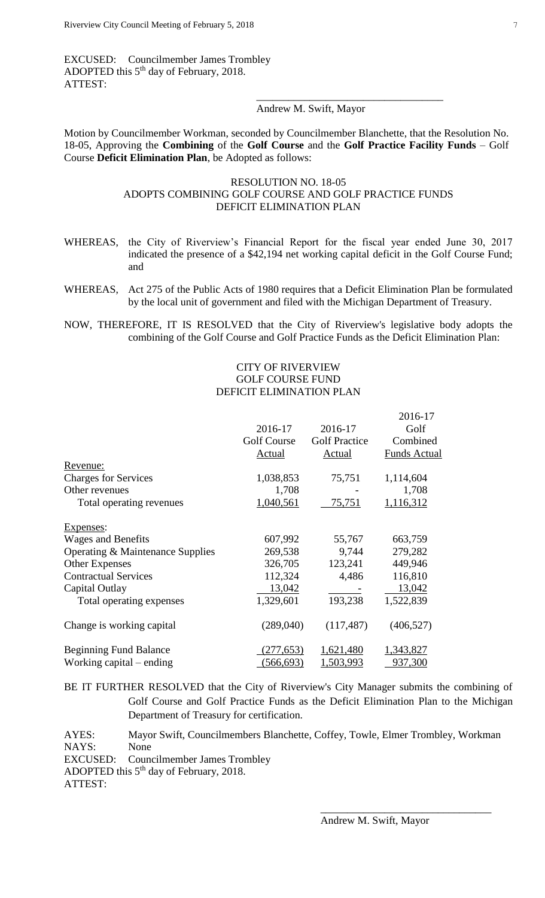EXCUSED: Councilmember James Trombley
ADOPTED this 5th day of February, 2018.
ATTEST:

\_\_\_\_\_\_\_\_\_\_\_\_\_\_\_\_\_\_\_\_\_\_\_\_\_\_\_\_\_\_\_\_\_\_\_
Andrew M. Swift, Mayor

Motion by Councilmember Workman, seconded by Councilmember Blanchette, that the Resolution No. 18-05, Approving the **Combining** of the **Golf Course** and the **Golf Practice Facility Funds** – Golf Course **Deficit Elimination Plan**, be Adopted as follows:

RESOLUTION NO. 18-05
ADOPTS COMBINING GOLF COURSE AND GOLF PRACTICE FUNDS
DEFICIT ELIMINATION PLAN

WHEREAS, the City of Riverview's Financial Report for the fiscal year ended June 30, 2017 indicated the presence of a $42,194 net working capital deficit in the Golf Course Fund; and

WHEREAS, Act 275 of the Public Acts of 1980 requires that a Deficit Elimination Plan be formulated by the local unit of government and filed with the Michigan Department of Treasury.

NOW, THEREFORE, IT IS RESOLVED that the City of Riverview's legislative body adopts the combining of the Golf Course and Golf Practice Funds as the Deficit Elimination Plan:

CITY OF RIVERVIEW
GOLF COURSE FUND
DEFICIT ELIMINATION PLAN

| | 2016-17 Golf Course Actual | 2016-17 Golf Practice Actual | 2016-17 Golf Combined Funds Actual |
|---|---|---|---|
| Revenue: | | | |
| Charges for Services | 1,038,853 | 75,751 | 1,114,604 |
| Other revenues | 1,708 | - | 1,708 |
| Total operating revenues | 1,040,561 | 75,751 | 1,116,312 |
| Expenses: | | | |
| Wages and Benefits | 607,992 | 55,767 | 663,759 |
| Operating & Maintenance Supplies | 269,538 | 9,744 | 279,282 |
| Other Expenses | 326,705 | 123,241 | 449,946 |
| Contractual Services | 112,324 | 4,486 | 116,810 |
| Capital Outlay | 13,042 | - | 13,042 |
| Total operating expenses | 1,329,601 | 193,238 | 1,522,839 |
| Change is working capital | (289,040) | (117,487) | (406,527) |
| Beginning Fund Balance | (277,653) | 1,621,480 | 1,343,827 |
| Working capital – ending | (566,693) | 1,503,993 | 937,300 |

BE IT FURTHER RESOLVED that the City of Riverview's City Manager submits the combining of Golf Course and Golf Practice Funds as the Deficit Elimination Plan to the Michigan Department of Treasury for certification.

AYES: Mayor Swift, Councilmembers Blanchette, Coffey, Towle, Elmer Trombley, Workman
NAYS: None
EXCUSED: Councilmember James Trombley
ADOPTED this 5th day of February, 2018.
ATTEST:

\_\_\_\_\_\_\_\_\_\_\_\_\_\_\_\_\_\_\_\_\_\_\_\_\_\_\_\_\_\_\_\_\_\_\_
Andrew M. Swift, Mayor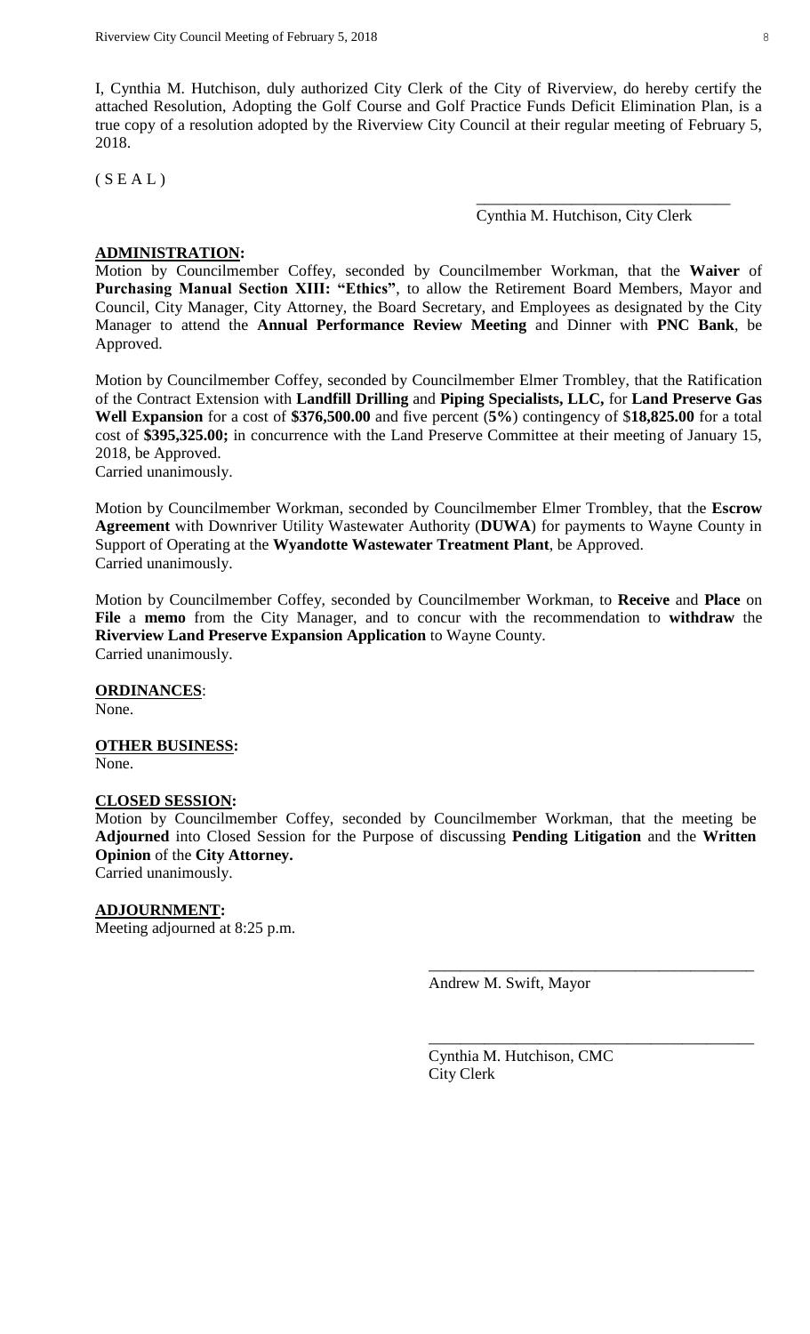I, Cynthia M. Hutchison, duly authorized City Clerk of the City of Riverview, do hereby certify the attached Resolution, Adopting the Golf Course and Golf Practice Funds Deficit Elimination Plan, is a true copy of a resolution adopted by the Riverview City Council at their regular meeting of February 5, 2018.

( S E A L )

\_\_\_\_\_\_\_\_\_\_\_\_\_\_\_\_\_\_\_\_\_\_\_\_\_\_\_\_\_\_\_\_
Cynthia M. Hutchison, City Clerk

**ADMINISTRATION:**

Motion by Councilmember Coffey, seconded by Councilmember Workman, that the **Waiver** of **Purchasing Manual Section XIII: "Ethics"**, to allow the Retirement Board Members, Mayor and Council, City Manager, City Attorney, the Board Secretary, and Employees as designated by the City Manager to attend the **Annual Performance Review Meeting** and Dinner with **PNC Bank**, be Approved.

Motion by Councilmember Coffey, seconded by Councilmember Elmer Trombley, that the Ratification of the Contract Extension with **Landfill Drilling** and **Piping Specialists, LLC,** for **Land Preserve Gas Well Expansion** for a cost of **$376,500.00** and five percent (**5%**) contingency of $**18,825.00** for a total cost of **$395,325.00;** in concurrence with the Land Preserve Committee at their meeting of January 15, 2018, be Approved.
Carried unanimously.

Motion by Councilmember Workman, seconded by Councilmember Elmer Trombley, that the **Escrow Agreement** with Downriver Utility Wastewater Authority (**DUWA**) for payments to Wayne County in Support of Operating at the **Wyandotte Wastewater Treatment Plant**, be Approved.
Carried unanimously.

Motion by Councilmember Coffey, seconded by Councilmember Workman, to **Receive** and **Place** on **File** a **memo** from the City Manager, and to concur with the recommendation to **withdraw** the **Riverview Land Preserve Expansion Application** to Wayne County.
Carried unanimously.

**ORDINANCES**:
None.

**OTHER BUSINESS:**
None.

**CLOSED SESSION:**

Motion by Councilmember Coffey, seconded by Councilmember Workman, that the meeting be **Adjourned** into Closed Session for the Purpose of discussing **Pending Litigation** and the **Written Opinion** of the **City Attorney.**
Carried unanimously.

**ADJOURNMENT:**

Meeting adjourned at 8:25 p.m.

\_\_\_\_\_\_\_\_\_\_\_\_\_\_\_\_\_\_\_\_\_\_\_\_\_\_\_\_\_\_\_\_\_\_\_\_\_\_\_\_
Andrew M. Swift, Mayor

\_\_\_\_\_\_\_\_\_\_\_\_\_\_\_\_\_\_\_\_\_\_\_\_\_\_\_\_\_\_\_\_\_\_\_\_\_\_\_\_
Cynthia M. Hutchison, CMC
City Clerk